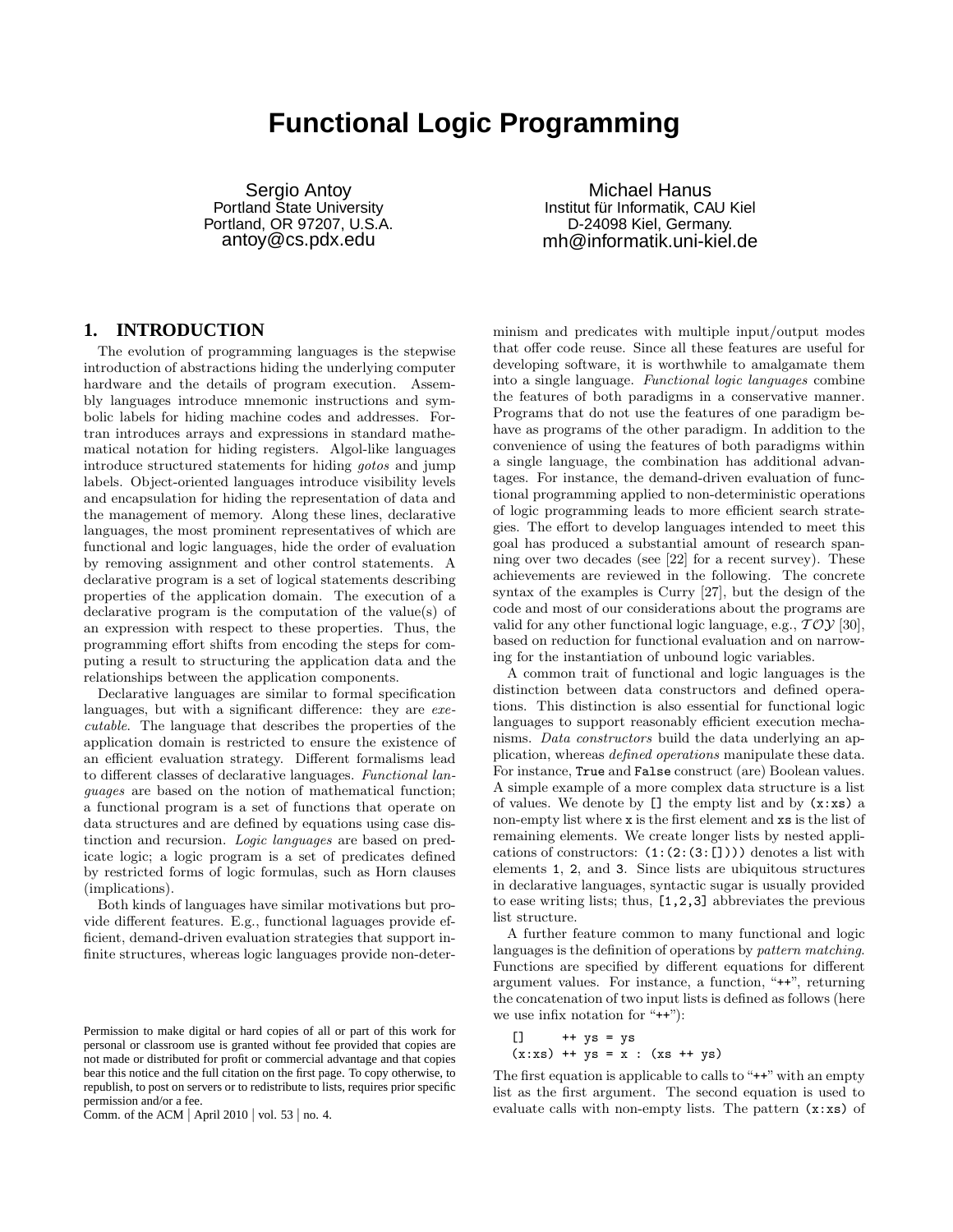# Functional Logic Programming

Sergio Antoy
Portland State University
Portland, OR 97207, U.S.A.
antoy@cs.pdx.edu

Michael Hanus
Institut für Informatik, CAU Kiel
D-24098 Kiel, Germany.
mh@informatik.uni-kiel.de

## 1. INTRODUCTION

The evolution of programming languages is the stepwise introduction of abstractions hiding the underlying computer hardware and the details of program execution. Assembly languages introduce mnemonic instructions and symbolic labels for hiding machine codes and addresses. Fortran introduces arrays and expressions in standard mathematical notation for hiding registers. Algol-like languages introduce structured statements for hiding *gotos* and jump labels. Object-oriented languages introduce visibility levels and encapsulation for hiding the representation of data and the management of memory. Along these lines, declarative languages, the most prominent representatives of which are functional and logic languages, hide the order of evaluation by removing assignment and other control statements. A declarative program is a set of logical statements describing properties of the application domain. The execution of a declarative program is the computation of the value(s) of an expression with respect to these properties. Thus, the programming effort shifts from encoding the steps for computing a result to structuring the application data and the relationships between the application components.

Declarative languages are similar to formal specification languages, but with a significant difference: they are *executable*. The language that describes the properties of the application domain is restricted to ensure the existence of an efficient evaluation strategy. Different formalisms lead to different classes of declarative languages. *Functional languages* are based on the notion of mathematical function; a functional program is a set of functions that operate on data structures and are defined by equations using case distinction and recursion. *Logic languages* are based on predicate logic; a logic program is a set of predicates defined by restricted forms of logic formulas, such as Horn clauses (implications).

Both kinds of languages have similar motivations but provide different features. E.g., functional laguages provide efficient, demand-driven evaluation strategies that support infinite structures, whereas logic languages provide non-determinism and predicates with multiple input/output modes that offer code reuse. Since all these features are useful for developing software, it is worthwhile to amalgamate them into a single language. *Functional logic languages* combine the features of both paradigms in a conservative manner. Programs that do not use the features of one paradigm behave as programs of the other paradigm. In addition to the convenience of using the features of both paradigms within a single language, the combination has additional advantages. For instance, the demand-driven evaluation of functional programming applied to non-deterministic operations of logic programming leads to more efficient search strategies. The effort to develop languages intended to meet this goal has produced a substantial amount of research spanning over two decades (see [22] for a recent survey). These achievements are reviewed in the following. The concrete syntax of the examples is Curry [27], but the design of the code and most of our considerations about the programs are valid for any other functional logic language, e.g., $\mathcal{TOY}$ [30], based on reduction for functional evaluation and on narrowing for the instantiation of unbound logic variables.

A common trait of functional and logic languages is the distinction between data constructors and defined operations. This distinction is also essential for functional logic languages to support reasonably efficient execution mechanisms. *Data constructors* build the data underlying an application, whereas *defined operations* manipulate these data. For instance, `True` and `False` construct (are) Boolean values. A simple example of a more complex data structure is a list of values. We denote by `[]` the empty list and by `(x:xs)` a non-empty list where `x` is the first element and `xs` is the list of remaining elements. We create longer lists by nested applications of constructors: `(1:(2:(3:[])))` denotes a list with elements `1`, `2`, and `3`. Since lists are ubiquitous structures in declarative languages, syntactic sugar is usually provided to ease writing lists; thus, `[1,2,3]` abbreviates the previous list structure.

A further feature common to many functional and logic languages is the definition of operations by *pattern matching*. Functions are specified by different equations for different argument values. For instance, a function, "`++`", returning the concatenation of two input lists is defined as follows (here we use infix notation for "`++`"):

```
[]     ++ ys = ys
(x:xs) ++ ys = x : (xs ++ ys)
```

The first equation is applicable to calls to "`++`" with an empty list as the first argument. The second equation is used to evaluate calls with non-empty lists. The pattern `(x:xs)` of

Permission to make digital or hard copies of all or part of this work for personal or classroom use is granted without fee provided that copies are not made or distributed for profit or commercial advantage and that copies bear this notice and the full citation on the first page. To copy otherwise, to republish, to post on servers or to redistribute to lists, requires prior specific permission and/or a fee.
Comm. of the ACM | April 2010 | vol. 53 | no. 4.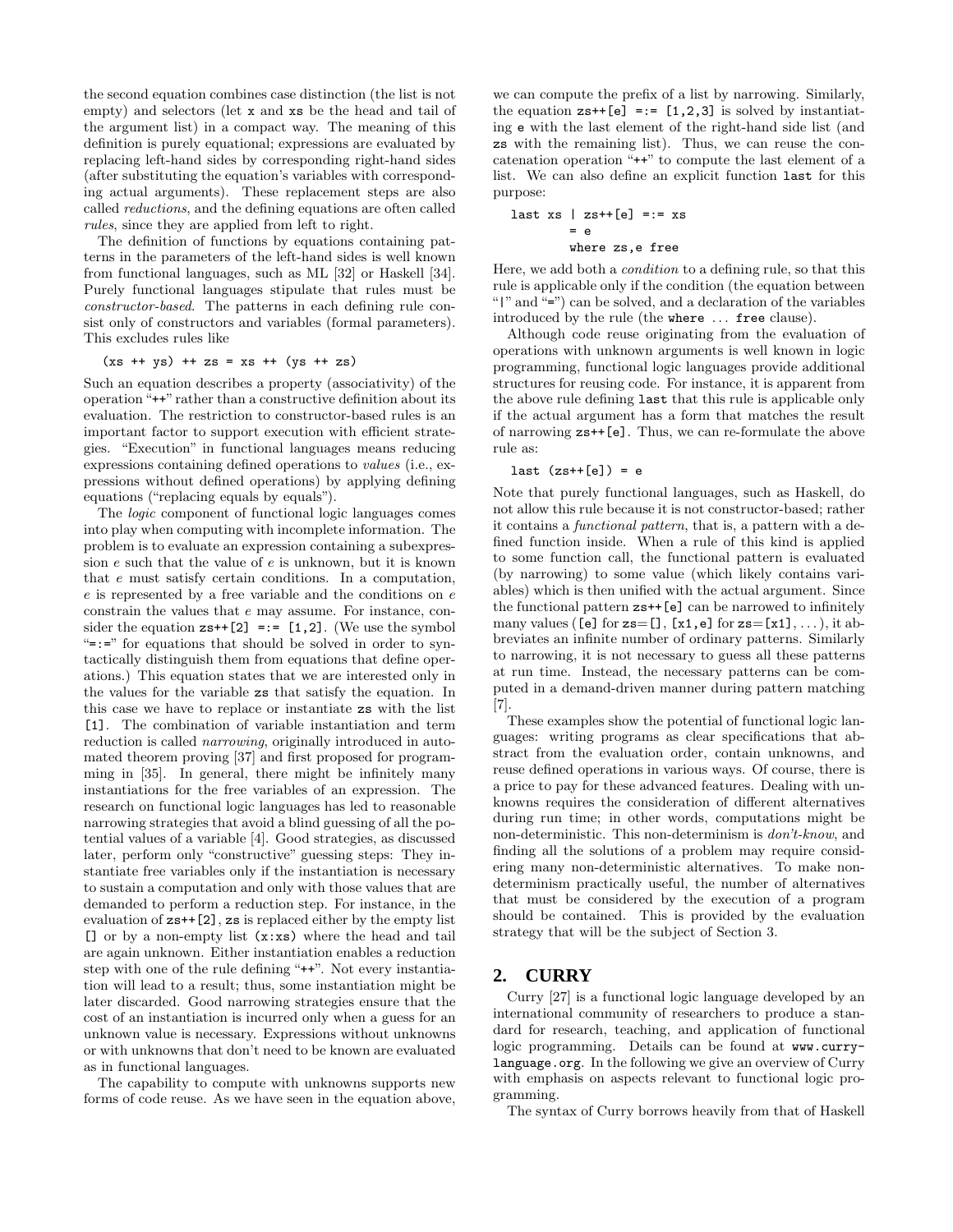the second equation combines case distinction (the list is not empty) and selectors (let `x` and `xs` be the head and tail of the argument list) in a compact way. The meaning of this definition is purely equational; expressions are evaluated by replacing left-hand sides by corresponding right-hand sides (after substituting the equation's variables with corresponding actual arguments). These replacement steps are also called *reductions*, and the defining equations are often called *rules*, since they are applied from left to right.

The definition of functions by equations containing patterns in the parameters of the left-hand sides is well known from functional languages, such as ML [32] or Haskell [34]. Purely functional languages stipulate that rules must be *constructor-based*. The patterns in each defining rule consist only of constructors and variables (formal parameters). This excludes rules like

```
(xs ++ ys) ++ zs = xs ++ (ys ++ zs)
```

Such an equation describes a property (associativity) of the operation "`++`" rather than a constructive definition about its evaluation. The restriction to constructor-based rules is an important factor to support execution with efficient strategies. "Execution" in functional languages means reducing expressions containing defined operations to *values* (i.e., expressions without defined operations) by applying defining equations ("replacing equals by equals").

The *logic* component of functional logic languages comes into play when computing with incomplete information. The problem is to evaluate an expression containing a subexpression $e$ such that the value of $e$ is unknown, but it is known that $e$ must satisfy certain conditions. In a computation, $e$ is represented by a free variable and the conditions on $e$ constrain the values that $e$ may assume. For instance, consider the equation `zs++[2] =:= [1,2]`. (We use the symbol "`=:=`" for equations that should be solved in order to syntactically distinguish them from equations that define operations.) This equation states that we are interested only in the values for the variable `zs` that satisfy the equation. In this case we have to replace or instantiate `zs` with the list `[1]`. The combination of variable instantiation and term reduction is called *narrowing*, originally introduced in automated theorem proving [37] and first proposed for programming in [35]. In general, there might be infinitely many instantiations for the free variables of an expression. The research on functional logic languages has led to reasonable narrowing strategies that avoid a blind guessing of all the potential values of a variable [4]. Good strategies, as discussed later, perform only "constructive" guessing steps: They instantiate free variables only if the instantiation is necessary to sustain a computation and only with those values that are demanded to perform a reduction step. For instance, in the evaluation of `zs++[2]`, `zs` is replaced either by the empty list `[]` or by a non-empty list `(x:xs)` where the head and tail are again unknown. Either instantiation enables a reduction step with one of the rule defining "`++`". Not every instantiation will lead to a result; thus, some instantiation might be later discarded. Good narrowing strategies ensure that the cost of an instantiation is incurred only when a guess for an unknown value is necessary. Expressions without unknowns or with unknowns that don't need to be known are evaluated as in functional languages.

The capability to compute with unknowns supports new forms of code reuse. As we have seen in the equation above, we can compute the prefix of a list by narrowing. Similarly, the equation `zs++[e] =:= [1,2,3]` is solved by instantiating `e` with the last element of the right-hand side list (and `zs` with the remaining list). Thus, we can reuse the concatenation operation "`++`" to compute the last element of a list. We can also define an explicit function `last` for this purpose:

```
last xs | zs++[e] =:= xs
        = e
        where zs,e free
```

Here, we add both a *condition* to a defining rule, so that this rule is applicable only if the condition (the equation between "`|`" and "`=`") can be solved, and a declaration of the variables introduced by the rule (the `where` ... `free` clause).

Although code reuse originating from the evaluation of operations with unknown arguments is well known in logic programming, functional logic languages provide additional structures for reusing code. For instance, it is apparent from the above rule defining `last` that this rule is applicable only if the actual argument has a form that matches the result of narrowing `zs++[e]`. Thus, we can re-formulate the above rule as:

```
last (zs++[e]) = e
```

Note that purely functional languages, such as Haskell, do not allow this rule because it is not constructor-based; rather it contains a *functional pattern*, that is, a pattern with a defined function inside. When a rule of this kind is applied to some function call, the functional pattern is evaluated (by narrowing) to some value (which likely contains variables) which is then unified with the actual argument. Since the functional pattern `zs++[e]` can be narrowed to infinitely many values (`[e]` for `zs=[]`, `[x1,e]` for `zs=[x1]`, ...), it abbreviates an infinite number of ordinary patterns. Similarly to narrowing, it is not necessary to guess all these patterns at run time. Instead, the necessary patterns can be computed in a demand-driven manner during pattern matching [7].

These examples show the potential of functional logic languages: writing programs as clear specifications that abstract from the evaluation order, contain unknowns, and reuse defined operations in various ways. Of course, there is a price to pay for these advanced features. Dealing with unknowns requires the consideration of different alternatives during run time; in other words, computations might be non-deterministic. This non-determinism is *don't-know*, and finding all the solutions of a problem may require considering many non-deterministic alternatives. To make non-determinism practically useful, the number of alternatives that must be considered by the execution of a program should be contained. This is provided by the evaluation strategy that will be the subject of Section 3.

## 2. CURRY

Curry [27] is a functional logic language developed by an international community of researchers to produce a standard for research, teaching, and application of functional logic programming. Details can be found at `www.curry-language.org`. In the following we give an overview of Curry with emphasis on aspects relevant to functional logic programming.

The syntax of Curry borrows heavily from that of Haskell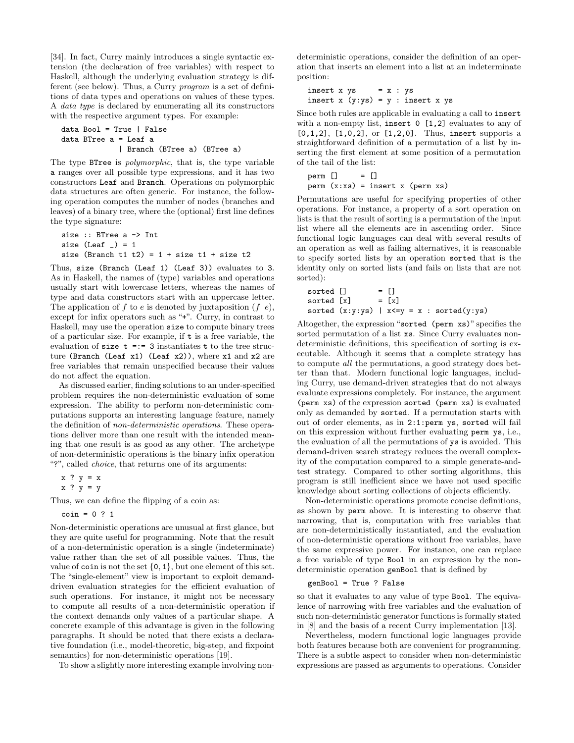[34]. In fact, Curry mainly introduces a single syntactic extension (the declaration of free variables) with respect to Haskell, although the underlying evaluation strategy is different (see below). Thus, a Curry *program* is a set of definitions of data types and operations on values of these types. A *data type* is declared by enumerating all its constructors with the respective argument types. For example:

```
data Bool = True | False
data BTree a = Leaf a
             | Branch (BTree a) (BTree a)
```

The type `BTree` is *polymorphic*, that is, the type variable `a` ranges over all possible type expressions, and it has two constructors `Leaf` and `Branch`. Operations on polymorphic data structures are often generic. For instance, the following operation computes the number of nodes (branches and leaves) of a binary tree, where the (optional) first line defines the type signature:

```
size :: BTree a -> Int
size (Leaf _) = 1
size (Branch t1 t2) = 1 + size t1 + size t2
```

Thus, `size (Branch (Leaf 1) (Leaf 3))` evaluates to `3`. As in Haskell, the names of (type) variables and operations usually start with lowercase letters, whereas the names of type and data constructors start with an uppercase letter. The application of $f$ to $e$ is denoted by juxtaposition ($f\ e$), except for infix operators such as "`+`". Curry, in contrast to Haskell, may use the operation `size` to compute binary trees of a particular size. For example, if `t` is a free variable, the evaluation of `size t =:= 3` instantiates `t` to the tree structure `(Branch (Leaf x1) (Leaf x2))`, where `x1` and `x2` are free variables that remain unspecified because their values do not affect the equation.

As discussed earlier, finding solutions to an under-specified problem requires the non-deterministic evaluation of some expression. The ability to perform non-deterministic computations supports an interesting language feature, namely the definition of *non-deterministic operations*. These operations deliver more than one result with the intended meaning that one result is as good as any other. The archetype of non-deterministic operations is the binary infix operation "`?`", called *choice*, that returns one of its arguments:

```
x ? y = x
x ? y = y
```

Thus, we can define the flipping of a coin as:

```
coin = 0 ? 1
```

Non-deterministic operations are unusual at first glance, but they are quite useful for programming. Note that the result of a non-deterministic operation is a single (indeterminate) value rather than the set of all possible values. Thus, the value of `coin` is not the set $\{0, 1\}$, but one element of this set. The "single-element" view is important to exploit demand-driven evaluation strategies for the efficient evaluation of such operations. For instance, it might not be necessary to compute all results of a non-deterministic operation if the context demands only values of a particular shape. A concrete example of this advantage is given in the following paragraphs. It should be noted that there exists a declarative foundation (i.e., model-theoretic, big-step, and fixpoint semantics) for non-deterministic operations [19].

To show a slightly more interesting example involving non-deterministic operations, consider the definition of an operation that inserts an element into a list at an indeterminate position:

```
insert x ys     = x : ys
insert x (y:ys) = y : insert x ys
```

Since both rules are applicable in evaluating a call to `insert` with a non-empty list, `insert 0 [1,2]` evaluates to any of `[0,1,2]`, `[1,0,2]`, or `[1,2,0]`. Thus, `insert` supports a straightforward definition of a permutation of a list by inserting the first element at some position of a permutation of the tail of the list:

```
perm []     = []
perm (x:xs) = insert x (perm xs)
```

Permutations are useful for specifying properties of other operations. For instance, a property of a sort operation on lists is that the result of sorting is a permutation of the input list where all the elements are in ascending order. Since functional logic languages can deal with several results of an operation as well as failing alternatives, it is reasonable to specify sorted lists by an operation `sorted` that is the identity only on sorted lists (and fails on lists that are not sorted):

```
sorted []       = []
sorted [x]      = [x]
sorted (x:y:ys) | x<=y = x : sorted(y:ys)
```

Altogether, the expression "`sorted (perm xs)`" specifies the sorted permutation of a list `xs`. Since Curry evaluates non-deterministic definitions, this specification of sorting is executable. Although it seems that a complete strategy has to compute *all* the permutations, a good strategy does better than that. Modern functional logic languages, including Curry, use demand-driven strategies that do not always evaluate expressions completely. For instance, the argument `(perm xs)` of the expression `sorted (perm xs)` is evaluated only as demanded by `sorted`. If a permutation starts with out of order elements, as in `2:1:perm ys`, `sorted` will fail on this expression without further evaluating `perm ys`, i.e., the evaluation of all the permutations of `ys` is avoided. This demand-driven search strategy reduces the overall complexity of the computation compared to a simple generate-and-test strategy. Compared to other sorting algorithms, this program is still inefficient since we have not used specific knowledge about sorting collections of objects efficiently.

Non-deterministic operations promote concise definitions, as shown by `perm` above. It is interesting to observe that narrowing, that is, computation with free variables that are non-deterministically instantiated, and the evaluation of non-deterministic operations without free variables, have the same expressive power. For instance, one can replace a free variable of type `Bool` in an expression by the non-deterministic operation `genBool` that is defined by

```
genBool = True ? False
```

so that it evaluates to any value of type `Bool`. The equivalence of narrowing with free variables and the evaluation of such non-deterministic generator functions is formally stated in [8] and the basis of a recent Curry implementation [13].

Nevertheless, modern functional logic languages provide both features because both are convenient for programming. There is a subtle aspect to consider when non-deterministic expressions are passed as arguments to operations. Consider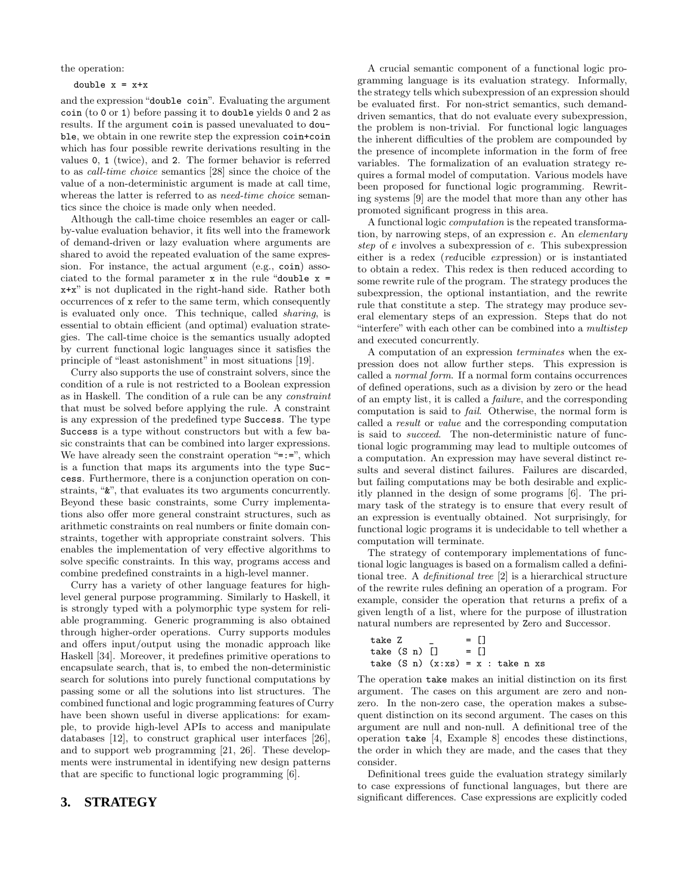the operation:

```
double x = x+x
```

and the expression "double coin". Evaluating the argument coin (to 0 or 1) before passing it to double yields 0 and 2 as results. If the argument coin is passed unevaluated to double, we obtain in one rewrite step the expression coin+coin which has four possible rewrite derivations resulting in the values 0, 1 (twice), and 2. The former behavior is referred to as *call-time choice* semantics [28] since the choice of the value of a non-deterministic argument is made at call time, whereas the latter is referred to as *need-time choice* semantics since the choice is made only when needed.

Although the call-time choice resembles an eager or call-by-value evaluation behavior, it fits well into the framework of demand-driven or lazy evaluation where arguments are shared to avoid the repeated evaluation of the same expression. For instance, the actual argument (e.g., coin) associated to the formal parameter x in the rule "double x = x+x" is not duplicated in the right-hand side. Rather both occurrences of x refer to the same term, which consequently is evaluated only once. This technique, called *sharing*, is essential to obtain efficient (and optimal) evaluation strategies. The call-time choice is the semantics usually adopted by current functional logic languages since it satisfies the principle of "least astonishment" in most situations [19].

Curry also supports the use of constraint solvers, since the condition of a rule is not restricted to a Boolean expression as in Haskell. The condition of a rule can be any *constraint* that must be solved before applying the rule. A constraint is any expression of the predefined type Success. The type Success is a type without constructors but with a few basic constraints that can be combined into larger expressions. We have already seen the constraint operation "=:=", which is a function that maps its arguments into the type Success. Furthermore, there is a conjunction operation on constraints, "&", that evaluates its two arguments concurrently. Beyond these basic constraints, some Curry implementations also offer more general constraint structures, such as arithmetic constraints on real numbers or finite domain constraints, together with appropriate constraint solvers. This enables the implementation of very effective algorithms to solve specific constraints. In this way, programs access and combine predefined constraints in a high-level manner.

Curry has a variety of other language features for high-level general purpose programming. Similarly to Haskell, it is strongly typed with a polymorphic type system for reliable programming. Generic programming is also obtained through higher-order operations. Curry supports modules and offers input/output using the monadic approach like Haskell [34]. Moreover, it predefines primitive operations to encapsulate search, that is, to embed the non-deterministic search for solutions into purely functional computations by passing some or all the solutions into list structures. The combined functional and logic programming features of Curry have been shown useful in diverse applications: for example, to provide high-level APIs to access and manipulate databases [12], to construct graphical user interfaces [26], and to support web programming [21, 26]. These developments were instrumental in identifying new design patterns that are specific to functional logic programming [6].

## 3. STRATEGY

A crucial semantic component of a functional logic programming language is its evaluation strategy. Informally, the strategy tells which subexpression of an expression should be evaluated first. For non-strict semantics, such demand-driven semantics, that do not evaluate every subexpression, the problem is non-trivial. For functional logic languages the inherent difficulties of the problem are compounded by the presence of incomplete information in the form of free variables. The formalization of an evaluation strategy requires a formal model of computation. Various models have been proposed for functional logic programming. Rewriting systems [9] are the model that more than any other has promoted significant progress in this area.

A functional logic *computation* is the repeated transformation, by narrowing steps, of an expression $e$. An *elementary step* of $e$ involves a subexpression of $e$. This subexpression either is a redex (*red*ucible *ex*pression) or is instantiated to obtain a redex. This redex is then reduced according to some rewrite rule of the program. The strategy produces the subexpression, the optional instantiation, and the rewrite rule that constitute a step. The strategy may produce several elementary steps of an expression. Steps that do not "interfere" with each other can be combined into a *multistep* and executed concurrently.

A computation of an expression *terminates* when the expression does not allow further steps. This expression is called a *normal form*. If a normal form contains occurrences of defined operations, such as a division by zero or the head of an empty list, it is called a *failure*, and the corresponding computation is said to *fail*. Otherwise, the normal form is called a *result* or *value* and the corresponding computation is said to *succeed*. The non-deterministic nature of functional logic programming may lead to multiple outcomes of a computation. An expression may have several distinct results and several distinct failures. Failures are discarded, but failing computations may be both desirable and explicitly planned in the design of some programs [6]. The primary task of the strategy is to ensure that every result of an expression is eventually obtained. Not surprisingly, for functional logic programs it is undecidable to tell whether a computation will terminate.

The strategy of contemporary implementations of functional logic languages is based on a formalism called a definitional tree. A *definitional tree* [2] is a hierarchical structure of the rewrite rules defining an operation of a program. For example, consider the operation that returns a prefix of a given length of a list, where for the purpose of illustration natural numbers are represented by Zero and Successor.

```
take Z      _      = []
take (S n) []      = []
take (S n) (x:xs) = x : take n xs
```

The operation take makes an initial distinction on its first argument. The cases on this argument are zero and non-zero. In the non-zero case, the operation makes a subsequent distinction on its second argument. The cases on this argument are null and non-null. A definitional tree of the operation take [4, Example 8] encodes these distinctions, the order in which they are made, and the cases that they consider.

Definitional trees guide the evaluation strategy similarly to case expressions of functional languages, but there are significant differences. Case expressions are explicitly coded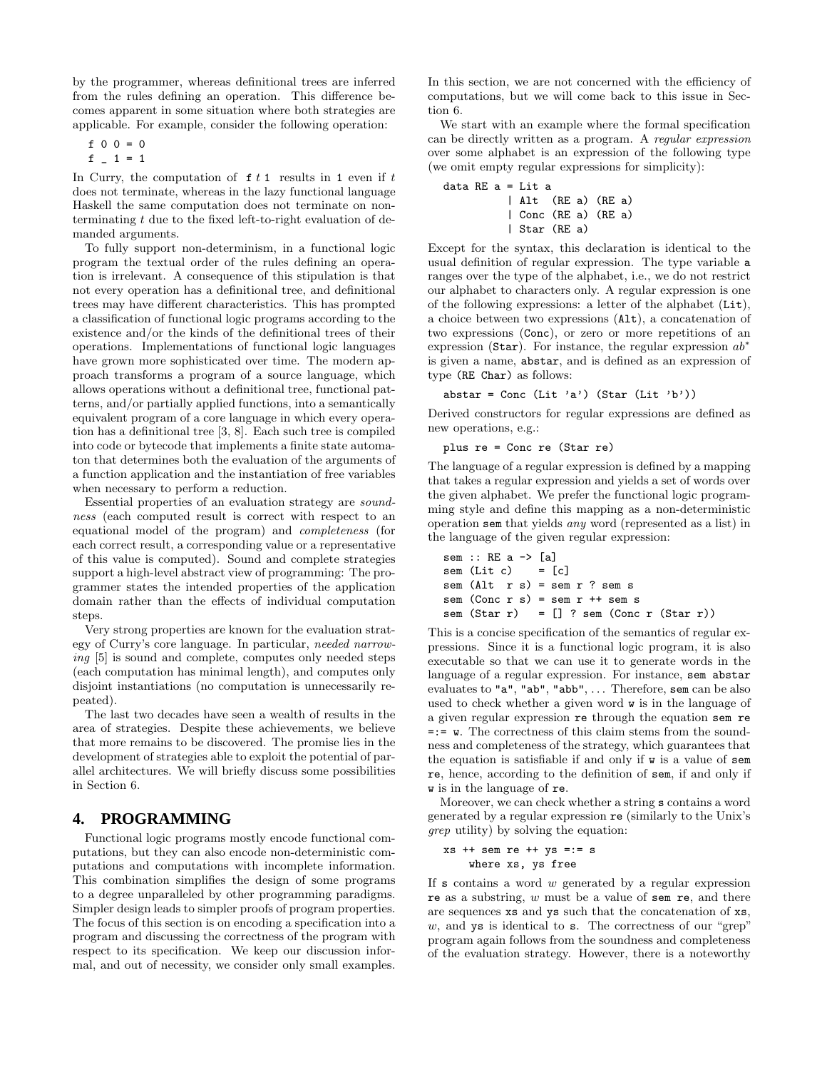by the programmer, whereas definitional trees are inferred from the rules defining an operation. This difference becomes apparent in some situation where both strategies are applicable. For example, consider the following operation:

```
f 0 0 = 0
f _ 1 = 1
```

In Curry, the computation of `f` $t$ `1` results in `1` even if $t$ does not terminate, whereas in the lazy functional language Haskell the same computation does not terminate on non-terminating $t$ due to the fixed left-to-right evaluation of demanded arguments.

To fully support non-determinism, in a functional logic program the textual order of the rules defining an operation is irrelevant. A consequence of this stipulation is that not every operation has a definitional tree, and definitional trees may have different characteristics. This has prompted a classification of functional logic programs according to the existence and/or the kinds of the definitional trees of their operations. Implementations of functional logic languages have grown more sophisticated over time. The modern approach transforms a program of a source language, which allows operations without a definitional tree, functional patterns, and/or partially applied functions, into a semantically equivalent program of a core language in which every operation has a definitional tree [3, 8]. Each such tree is compiled into code or bytecode that implements a finite state automaton that determines both the evaluation of the arguments of a function application and the instantiation of free variables when necessary to perform a reduction.

Essential properties of an evaluation strategy are *soundness* (each computed result is correct with respect to an equational model of the program) and *completeness* (for each correct result, a corresponding value or a representative of this value is computed). Sound and complete strategies support a high-level abstract view of programming: The programmer states the intended properties of the application domain rather than the effects of individual computation steps.

Very strong properties are known for the evaluation strategy of Curry's core language. In particular, *needed narrowing* [5] is sound and complete, computes only needed steps (each computation has minimal length), and computes only disjoint instantiations (no computation is unnecessarily repeated).

The last two decades have seen a wealth of results in the area of strategies. Despite these achievements, we believe that more remains to be discovered. The promise lies in the development of strategies able to exploit the potential of parallel architectures. We will briefly discuss some possibilities in Section 6.

## 4. PROGRAMMING

Functional logic programs mostly encode functional computations, but they can also encode non-deterministic computations and computations with incomplete information. This combination simplifies the design of some programs to a degree unparalleled by other programming paradigms. Simpler design leads to simpler proofs of program properties. The focus of this section is on encoding a specification into a program and discussing the correctness of the program with respect to its specification. We keep our discussion informal, and out of necessity, we consider only small examples. In this section, we are not concerned with the efficiency of computations, but we will come back to this issue in Section 6.

We start with an example where the formal specification can be directly written as a program. A *regular expression* over some alphabet is an expression of the following type (we omit empty regular expressions for simplicity):

```
data RE a = Lit a
          | Alt  (RE a) (RE a)
          | Conc (RE a) (RE a)
          | Star (RE a)
```

Except for the syntax, this declaration is identical to the usual definition of regular expression. The type variable `a` ranges over the type of the alphabet, i.e., we do not restrict our alphabet to characters only. A regular expression is one of the following expressions: a letter of the alphabet (`Lit`), a choice between two expressions (`Alt`), a concatenation of two expressions (`Conc`), or zero or more repetitions of an expression (`Star`). For instance, the regular expression $ab^*$ is given a name, `abstar`, and is defined as an expression of type `(RE Char)` as follows:

```
abstar = Conc (Lit 'a') (Star (Lit 'b'))
```

Derived constructors for regular expressions are defined as new operations, e.g.:

```
plus re = Conc re (Star re)
```

The language of a regular expression is defined by a mapping that takes a regular expression and yields a set of words over the given alphabet. We prefer the functional logic programming style and define this mapping as a non-deterministic operation `sem` that yields *any* word (represented as a list) in the language of the given regular expression:

```
sem :: RE a -> [a]
sem (Lit c)    = [c]
sem (Alt  r s) = sem r ? sem s
sem (Conc r s) = sem r ++ sem s
sem (Star r)   = [] ? sem (Conc r (Star r))
```

This is a concise specification of the semantics of regular expressions. Since it is a functional logic program, it is also executable so that we can use it to generate words in the language of a regular expression. For instance, `sem abstar` evaluates to `"a"`, `"ab"`, `"abb"`, ... Therefore, `sem` can be also used to check whether a given word `w` is in the language of a given regular expression `re` through the equation `sem re =:= w`. The correctness of this claim stems from the soundness and completeness of the strategy, which guarantees that the equation is satisfiable if and only if `w` is a value of `sem re`, hence, according to the definition of `sem`, if and only if `w` is in the language of `re`.

Moreover, we can check whether a string `s` contains a word generated by a regular expression `re` (similarly to the Unix's *grep* utility) by solving the equation:

```
xs ++ sem re ++ ys =:= s
    where xs, ys free
```

If `s` contains a word $w$ generated by a regular expression `re` as a substring, $w$ must be a value of `sem re`, and there are sequences `xs` and `ys` such that the concatenation of `xs`, $w$, and `ys` is identical to `s`. The correctness of our "grep" program again follows from the soundness and completeness of the evaluation strategy. However, there is a noteworthy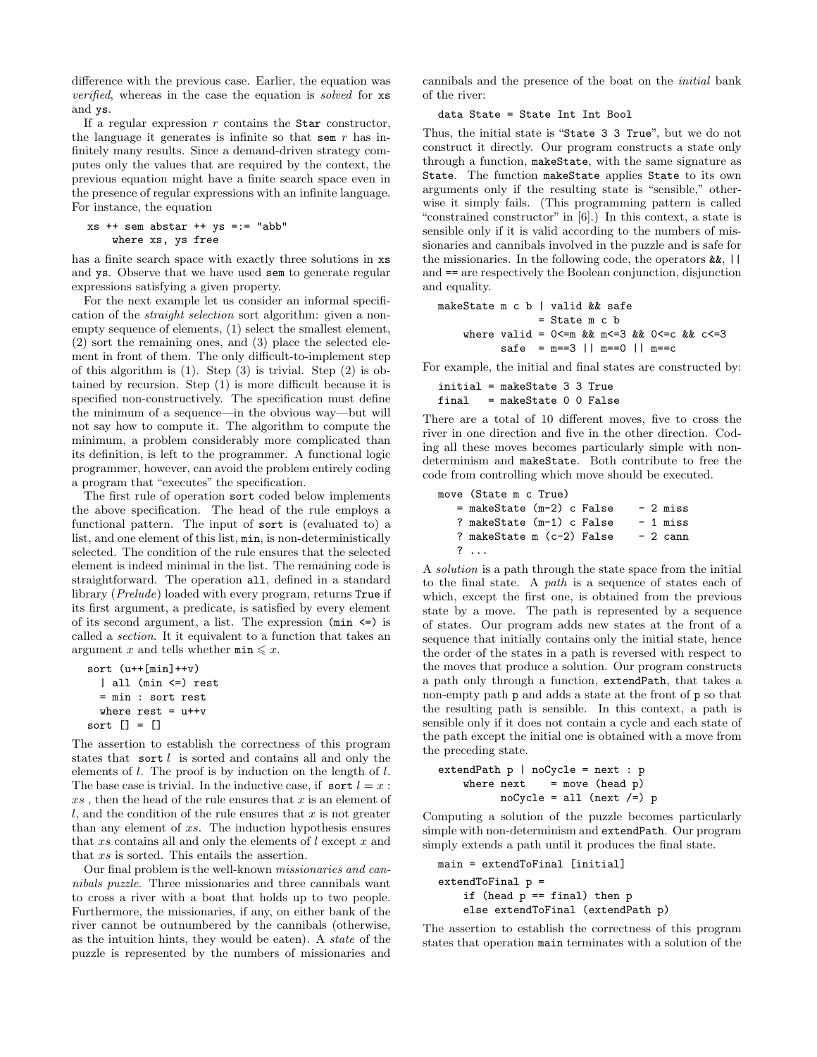difference with the previous case. Earlier, the equation was *verified*, whereas in the case the equation is *solved* for `xs` and `ys`.

If a regular expression $r$ contains the `Star` constructor, the language it generates is infinite so that `sem` $r$ has infinitely many results. Since a demand-driven strategy computes only the values that are required by the context, the previous equation might have a finite search space even in the presence of regular expressions with an infinite language. For instance, the equation

```
xs ++ sem abstar ++ ys =:= "abb"
    where xs, ys free
```

has a finite search space with exactly three solutions in `xs` and `ys`. Observe that we have used `sem` to generate regular expressions satisfying a given property.

For the next example let us consider an informal specification of the *straight selection* sort algorithm: given a non-empty sequence of elements, (1) select the smallest element, (2) sort the remaining ones, and (3) place the selected element in front of them. The only difficult-to-implement step of this algorithm is (1). Step (3) is trivial. Step (2) is obtained by recursion. Step (1) is more difficult because it is specified non-constructively. The specification must define the minimum of a sequence—in the obvious way—but will not say how to compute it. The algorithm to compute the minimum, a problem considerably more complicated than its definition, is left to the programmer. A functional logic programmer, however, can avoid the problem entirely coding a program that "executes" the specification.

The first rule of operation `sort` coded below implements the above specification. The head of the rule employs a functional pattern. The input of `sort` is (evaluated to) a list, and one element of this list, `min`, is non-deterministically selected. The condition of the rule ensures that the selected element is indeed minimal in the list. The remaining code is straightforward. The operation `all`, defined in a standard library (*Prelude*) loaded with every program, returns `True` if its first argument, a predicate, is satisfied by every element of its second argument, a list. The expression `(min <=)` is called a *section*. It it equivalent to a function that takes an argument $x$ and tells whether $\texttt{min} \leqslant x$.

```
sort (u++[min]++v)
  | all (min <=) rest
  = min : sort rest
  where rest = u++v
sort [] = []
```

The assertion to establish the correctness of this program states that `sort` $l$ is sorted and contains all and only the elements of $l$. The proof is by induction on the length of $l$. The base case is trivial. In the inductive case, if `sort` $l = x : xs$, then the head of the rule ensures that $x$ is an element of $l$, and the condition of the rule ensures that $x$ is not greater than any element of $xs$. The induction hypothesis ensures that $xs$ contains all and only the elements of $l$ except $x$ and that $xs$ is sorted. This entails the assertion.

Our final problem is the well-known *missionaries and cannibals puzzle*. Three missionaries and three cannibals want to cross a river with a boat that holds up to two people. Furthermore, the missionaries, if any, on either bank of the river cannot be outnumbered by the cannibals (otherwise, as the intuition hints, they would be eaten). A *state* of the puzzle is represented by the numbers of missionaries and cannibals and the presence of the boat on the *initial* bank of the river:

```
data State = State Int Int Bool
```

Thus, the initial state is "`State 3 3 True`", but we do not construct it directly. Our program constructs a state only through a function, `makeState`, with the same signature as `State`. The function `makeState` applies `State` to its own arguments only if the resulting state is "sensible," otherwise it simply fails. (This programming pattern is called "constrained constructor" in [6].) In this context, a state is sensible only if it is valid according to the numbers of missionaries and cannibals involved in the puzzle and is safe for the missionaries. In the following code, the operators `&&`, `||` and `==` are respectively the Boolean conjunction, disjunction and equality.

```
makeState m c b | valid && safe
                = State m c b
     where valid = 0<=m && m<=3 && 0<=c && c<=3
           safe  = m==3 || m==0 || m==c
```

For example, the initial and final states are constructed by:

```
initial = makeState 3 3 True
final   = makeState 0 0 False
```

There are a total of 10 different moves, five to cross the river in one direction and five in the other direction. Coding all these moves becomes particularly simple with non-determinism and `makeState`. Both contribute to free the code from controlling which move should be executed.

```
move (State m c True)
   = makeState (m-2) c False    - 2 miss
   ? makeState (m-1) c False    - 1 miss
   ? makeState m (c-2) False    - 2 cann
   ? ...
```

A *solution* is a path through the state space from the initial to the final state. A *path* is a sequence of states each of which, except the first one, is obtained from the previous state by a move. The path is represented by a sequence of states. Our program adds new states at the front of a sequence that initially contains only the initial state, hence the order of the states in a path is reversed with respect to the moves that produce a solution. Our program constructs a path only through a function, `extendPath`, that takes a non-empty path `p` and adds a state at the front of `p` so that the resulting path is sensible. In this context, a path is sensible only if it does not contain a cycle and each state of the path except the initial one is obtained with a move from the preceding state.

```
extendPath p | noCycle = next : p
     where next    = move (head p)
           noCycle = all (next /=) p
```

Computing a solution of the puzzle becomes particularly simple with non-determinism and `extendPath`. Our program simply extends a path until it produces the final state.

```
main = extendToFinal [initial]
extendToFinal p =
     if (head p == final) then p
     else extendToFinal (extendPath p)
```

The assertion to establish the correctness of this program states that operation `main` terminates with a solution of the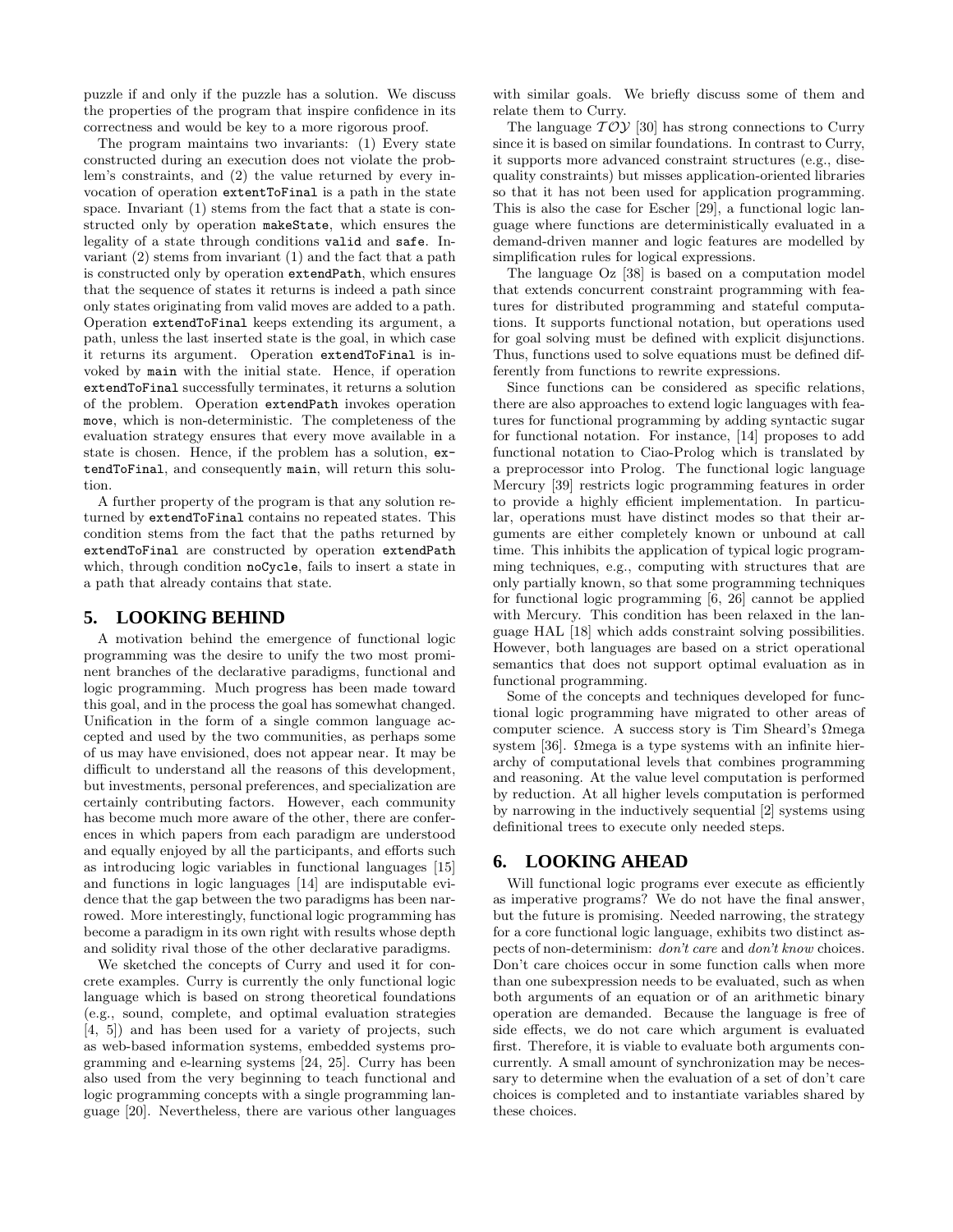puzzle if and only if the puzzle has a solution. We discuss the properties of the program that inspire confidence in its correctness and would be key to a more rigorous proof.

The program maintains two invariants: (1) Every state constructed during an execution does not violate the problem's constraints, and (2) the value returned by every invocation of operation `extentToFinal` is a path in the state space. Invariant (1) stems from the fact that a state is constructed only by operation `makeState`, which ensures the legality of a state through conditions `valid` and `safe`. Invariant (2) stems from invariant (1) and the fact that a path is constructed only by operation `extendPath`, which ensures that the sequence of states it returns is indeed a path since only states originating from valid moves are added to a path. Operation `extendToFinal` keeps extending its argument, a path, unless the last inserted state is the goal, in which case it returns its argument. Operation `extendToFinal` is invoked by `main` with the initial state. Hence, if operation `extendToFinal` successfully terminates, it returns a solution of the problem. Operation `extendPath` invokes operation `move`, which is non-deterministic. The completeness of the evaluation strategy ensures that every move available in a state is chosen. Hence, if the problem has a solution, `extendToFinal`, and consequently `main`, will return this solution.

A further property of the program is that any solution returned by `extendToFinal` contains no repeated states. This condition stems from the fact that the paths returned by `extendToFinal` are constructed by operation `extendPath` which, through condition `noCycle`, fails to insert a state in a path that already contains that state.

## 5. LOOKING BEHIND

A motivation behind the emergence of functional logic programming was the desire to unify the two most prominent branches of the declarative paradigms, functional and logic programming. Much progress has been made toward this goal, and in the process the goal has somewhat changed. Unification in the form of a single common language accepted and used by the two communities, as perhaps some of us may have envisioned, does not appear near. It may be difficult to understand all the reasons of this development, but investments, personal preferences, and specialization are certainly contributing factors. However, each community has become much more aware of the other, there are conferences in which papers from each paradigm are understood and equally enjoyed by all the participants, and efforts such as introducing logic variables in functional languages [15] and functions in logic languages [14] are indisputable evidence that the gap between the two paradigms has been narrowed. More interestingly, functional logic programming has become a paradigm in its own right with results whose depth and solidity rival those of the other declarative paradigms.

We sketched the concepts of Curry and used it for concrete examples. Curry is currently the only functional logic language which is based on strong theoretical foundations (e.g., sound, complete, and optimal evaluation strategies [4, 5]) and has been used for a variety of projects, such as web-based information systems, embedded systems programming and e-learning systems [24, 25]. Curry has been also used from the very beginning to teach functional and logic programming concepts with a single programming language [20]. Nevertheless, there are various other languages with similar goals. We briefly discuss some of them and relate them to Curry.

The language $\mathcal{TOY}$ [30] has strong connections to Curry since it is based on similar foundations. In contrast to Curry, it supports more advanced constraint structures (e.g., disequality constraints) but misses application-oriented libraries so that it has not been used for application programming. This is also the case for Escher [29], a functional logic language where functions are deterministically evaluated in a demand-driven manner and logic features are modelled by simplification rules for logical expressions.

The language Oz [38] is based on a computation model that extends concurrent constraint programming with features for distributed programming and stateful computations. It supports functional notation, but operations used for goal solving must be defined with explicit disjunctions. Thus, functions used to solve equations must be defined differently from functions to rewrite expressions.

Since functions can be considered as specific relations, there are also approaches to extend logic languages with features for functional programming by adding syntactic sugar for functional notation. For instance, [14] proposes to add functional notation to Ciao-Prolog which is translated by a preprocessor into Prolog. The functional logic language Mercury [39] restricts logic programming features in order to provide a highly efficient implementation. In particular, operations must have distinct modes so that their arguments are either completely known or unbound at call time. This inhibits the application of typical logic programming techniques, e.g., computing with structures that are only partially known, so that some programming techniques for functional logic programming [6, 26] cannot be applied with Mercury. This condition has been relaxed in the language HAL [18] which adds constraint solving possibilities. However, both languages are based on a strict operational semantics that does not support optimal evaluation as in functional programming.

Some of the concepts and techniques developed for functional logic programming have migrated to other areas of computer science. A success story is Tim Sheard's Ωmega system [36]. Ωmega is a type systems with an infinite hierarchy of computational levels that combines programming and reasoning. At the value level computation is performed by reduction. At all higher levels computation is performed by narrowing in the inductively sequential [2] systems using definitional trees to execute only needed steps.

## 6. LOOKING AHEAD

Will functional logic programs ever execute as efficiently as imperative programs? We do not have the final answer, but the future is promising. Needed narrowing, the strategy for a core functional logic language, exhibits two distinct aspects of non-determinism: *don't care* and *don't know* choices. Don't care choices occur in some function calls when more than one subexpression needs to be evaluated, such as when both arguments of an equation or of an arithmetic binary operation are demanded. Because the language is free of side effects, we do not care which argument is evaluated first. Therefore, it is viable to evaluate both arguments concurrently. A small amount of synchronization may be necessary to determine when the evaluation of a set of don't care choices is completed and to instantiate variables shared by these choices.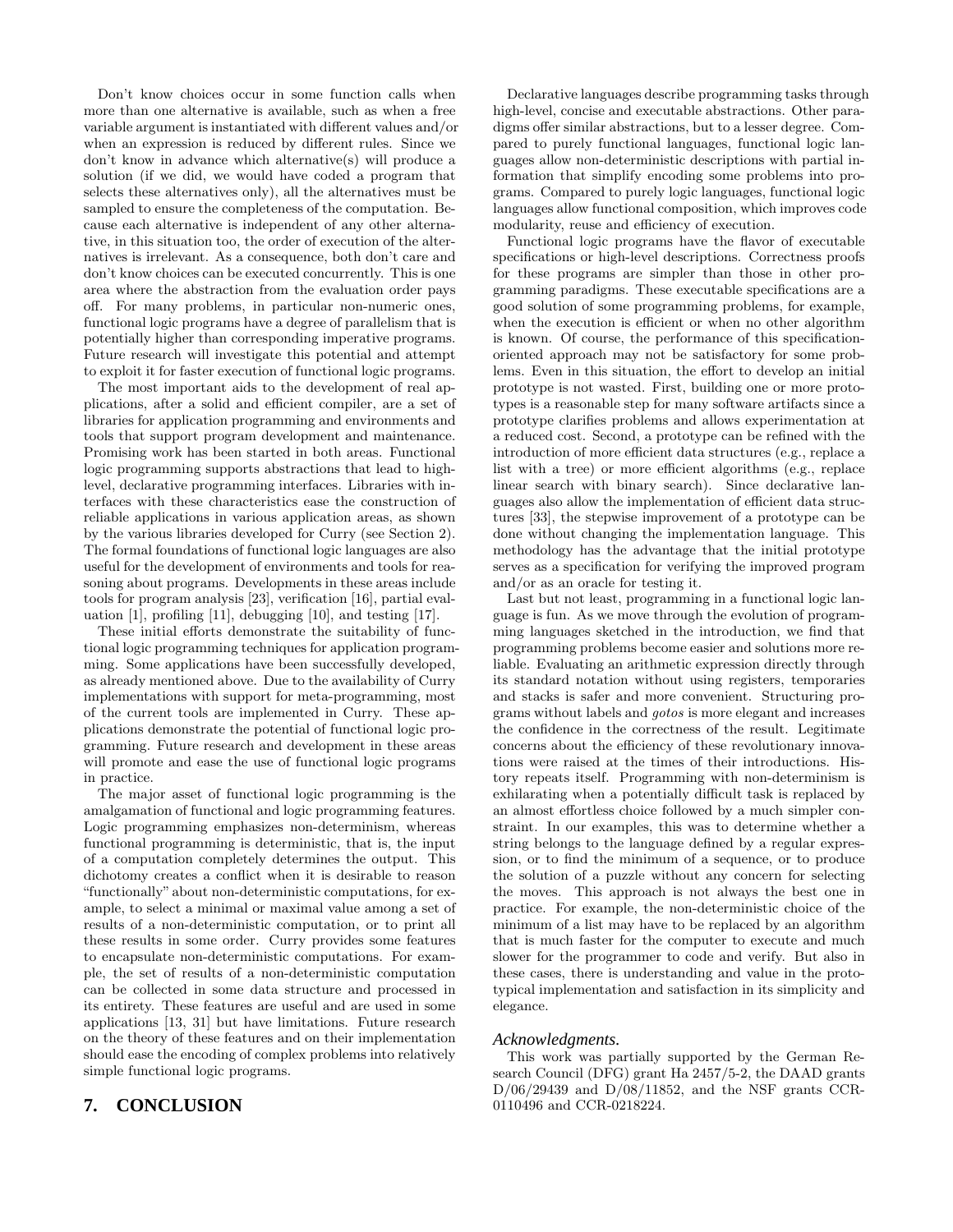Don't know choices occur in some function calls when more than one alternative is available, such as when a free variable argument is instantiated with different values and/or when an expression is reduced by different rules. Since we don't know in advance which alternative(s) will produce a solution (if we did, we would have coded a program that selects these alternatives only), all the alternatives must be sampled to ensure the completeness of the computation. Because each alternative is independent of any other alternative, in this situation too, the order of execution of the alternatives is irrelevant. As a consequence, both don't care and don't know choices can be executed concurrently. This is one area where the abstraction from the evaluation order pays off. For many problems, in particular non-numeric ones, functional logic programs have a degree of parallelism that is potentially higher than corresponding imperative programs. Future research will investigate this potential and attempt to exploit it for faster execution of functional logic programs.

The most important aids to the development of real applications, after a solid and efficient compiler, are a set of libraries for application programming and environments and tools that support program development and maintenance. Promising work has been started in both areas. Functional logic programming supports abstractions that lead to high-level, declarative programming interfaces. Libraries with interfaces with these characteristics ease the construction of reliable applications in various application areas, as shown by the various libraries developed for Curry (see Section 2). The formal foundations of functional logic languages are also useful for the development of environments and tools for reasoning about programs. Developments in these areas include tools for program analysis [23], verification [16], partial evaluation [1], profiling [11], debugging [10], and testing [17].

These initial efforts demonstrate the suitability of functional logic programming techniques for application programming. Some applications have been successfully developed, as already mentioned above. Due to the availability of Curry implementations with support for meta-programming, most of the current tools are implemented in Curry. These applications demonstrate the potential of functional logic programming. Future research and development in these areas will promote and ease the use of functional logic programs in practice.

The major asset of functional logic programming is the amalgamation of functional and logic programming features. Logic programming emphasizes non-determinism, whereas functional programming is deterministic, that is, the input of a computation completely determines the output. This dichotomy creates a conflict when it is desirable to reason "functionally" about non-deterministic computations, for example, to select a minimal or maximal value among a set of results of a non-deterministic computation, or to print all these results in some order. Curry provides some features to encapsulate non-deterministic computations. For example, the set of results of a non-deterministic computation can be collected in some data structure and processed in its entirety. These features are useful and are used in some applications [13, 31] but have limitations. Future research on the theory of these features and on their implementation should ease the encoding of complex problems into relatively simple functional logic programs.

## 7. CONCLUSION

Declarative languages describe programming tasks through high-level, concise and executable abstractions. Other paradigms offer similar abstractions, but to a lesser degree. Compared to purely functional languages, functional logic languages allow non-deterministic descriptions with partial information that simplify encoding some problems into programs. Compared to purely logic languages, functional logic languages allow functional composition, which improves code modularity, reuse and efficiency of execution.

Functional logic programs have the flavor of executable specifications or high-level descriptions. Correctness proofs for these programs are simpler than those in other programming paradigms. These executable specifications are a good solution of some programming problems, for example, when the execution is efficient or when no other algorithm is known. Of course, the performance of this specification-oriented approach may not be satisfactory for some problems. Even in this situation, the effort to develop an initial prototype is not wasted. First, building one or more prototypes is a reasonable step for many software artifacts since a prototype clarifies problems and allows experimentation at a reduced cost. Second, a prototype can be refined with the introduction of more efficient data structures (e.g., replace a list with a tree) or more efficient algorithms (e.g., replace linear search with binary search). Since declarative languages also allow the implementation of efficient data structures [33], the stepwise improvement of a prototype can be done without changing the implementation language. This methodology has the advantage that the initial prototype serves as a specification for verifying the improved program and/or as an oracle for testing it.

Last but not least, programming in a functional logic language is fun. As we move through the evolution of programming languages sketched in the introduction, we find that programming problems become easier and solutions more reliable. Evaluating an arithmetic expression directly through its standard notation without using registers, temporaries and stacks is safer and more convenient. Structuring programs without labels and *gotos* is more elegant and increases the confidence in the correctness of the result. Legitimate concerns about the efficiency of these revolutionary innovations were raised at the times of their introductions. History repeats itself. Programming with non-determinism is exhilarating when a potentially difficult task is replaced by an almost effortless choice followed by a much simpler constraint. In our examples, this was to determine whether a string belongs to the language defined by a regular expression, or to find the minimum of a sequence, or to produce the solution of a puzzle without any concern for selecting the moves. This approach is not always the best one in practice. For example, the non-deterministic choice of the minimum of a list may have to be replaced by an algorithm that is much faster for the computer to execute and much slower for the programmer to code and verify. But also in these cases, there is understanding and value in the prototypical implementation and satisfaction in its simplicity and elegance.

### Acknowledgments.

This work was partially supported by the German Research Council (DFG) grant Ha 2457/5-2, the DAAD grants D/06/29439 and D/08/11852, and the NSF grants CCR-0110496 and CCR-0218224.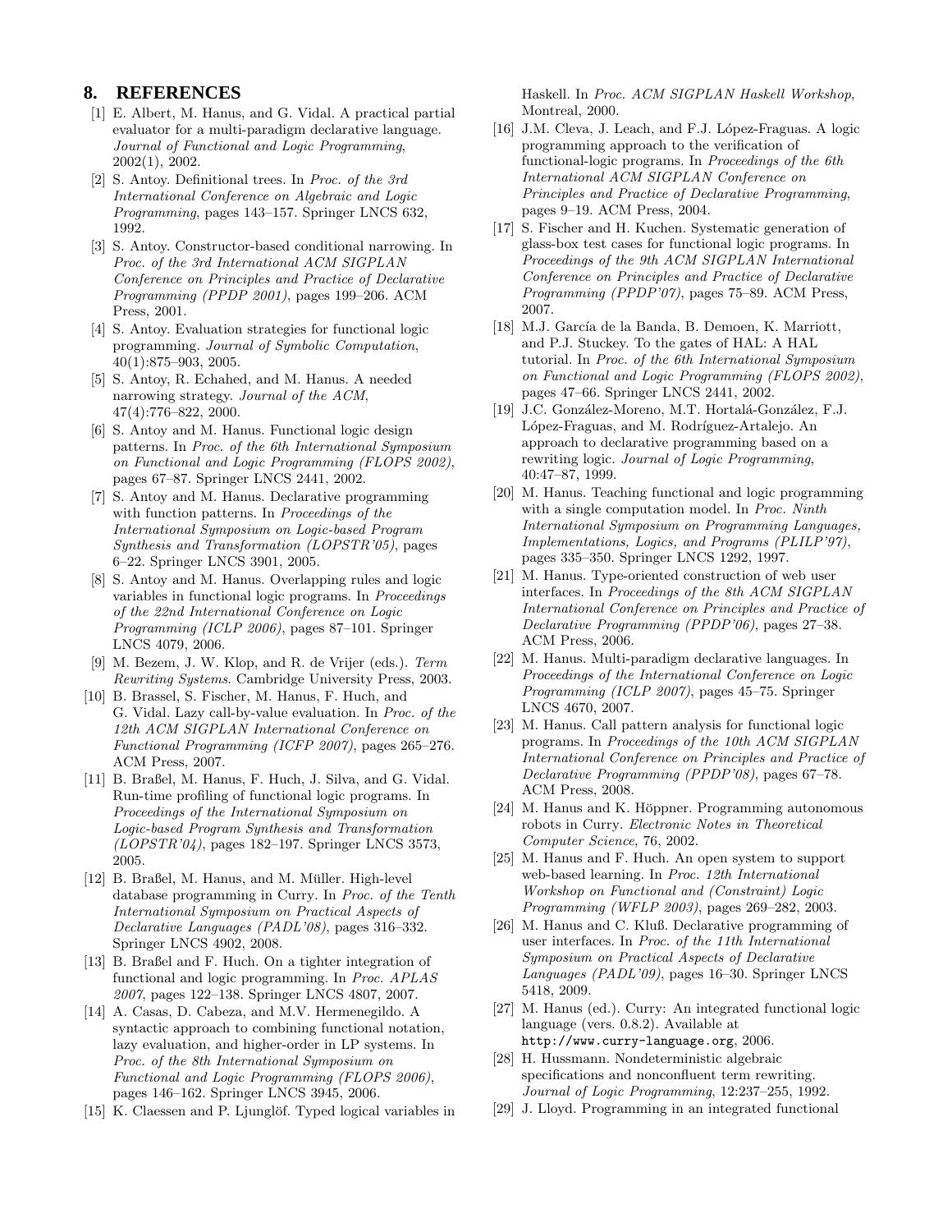## 8. REFERENCES

[1] E. Albert, M. Hanus, and G. Vidal. A practical partial evaluator for a multi-paradigm declarative language. *Journal of Functional and Logic Programming*, 2002(1), 2002.

[2] S. Antoy. Definitional trees. In *Proc. of the 3rd International Conference on Algebraic and Logic Programming*, pages 143–157. Springer LNCS 632, 1992.

[3] S. Antoy. Constructor-based conditional narrowing. In *Proc. of the 3rd International ACM SIGPLAN Conference on Principles and Practice of Declarative Programming (PPDP 2001)*, pages 199–206. ACM Press, 2001.

[4] S. Antoy. Evaluation strategies for functional logic programming. *Journal of Symbolic Computation*, 40(1):875–903, 2005.

[5] S. Antoy, R. Echahed, and M. Hanus. A needed narrowing strategy. *Journal of the ACM*, 47(4):776–822, 2000.

[6] S. Antoy and M. Hanus. Functional logic design patterns. In *Proc. of the 6th International Symposium on Functional and Logic Programming (FLOPS 2002)*, pages 67–87. Springer LNCS 2441, 2002.

[7] S. Antoy and M. Hanus. Declarative programming with function patterns. In *Proceedings of the International Symposium on Logic-based Program Synthesis and Transformation (LOPSTR'05)*, pages 6–22. Springer LNCS 3901, 2005.

[8] S. Antoy and M. Hanus. Overlapping rules and logic variables in functional logic programs. In *Proceedings of the 22nd International Conference on Logic Programming (ICLP 2006)*, pages 87–101. Springer LNCS 4079, 2006.

[9] M. Bezem, J. W. Klop, and R. de Vrijer (eds.). *Term Rewriting Systems*. Cambridge University Press, 2003.

[10] B. Brassel, S. Fischer, M. Hanus, F. Huch, and G. Vidal. Lazy call-by-value evaluation. In *Proc. of the 12th ACM SIGPLAN International Conference on Functional Programming (ICFP 2007)*, pages 265–276. ACM Press, 2007.

[11] B. Braßel, M. Hanus, F. Huch, J. Silva, and G. Vidal. Run-time profiling of functional logic programs. In *Proceedings of the International Symposium on Logic-based Program Synthesis and Transformation (LOPSTR'04)*, pages 182–197. Springer LNCS 3573, 2005.

[12] B. Braßel, M. Hanus, and M. Müller. High-level database programming in Curry. In *Proc. of the Tenth International Symposium on Practical Aspects of Declarative Languages (PADL'08)*, pages 316–332. Springer LNCS 4902, 2008.

[13] B. Braßel and F. Huch. On a tighter integration of functional and logic programming. In *Proc. APLAS 2007*, pages 122–138. Springer LNCS 4807, 2007.

[14] A. Casas, D. Cabeza, and M.V. Hermenegildo. A syntactic approach to combining functional notation, lazy evaluation, and higher-order in LP systems. In *Proc. of the 8th International Symposium on Functional and Logic Programming (FLOPS 2006)*, pages 146–162. Springer LNCS 3945, 2006.

[15] K. Claessen and P. Ljunglöf. Typed logical variables in Haskell. In *Proc. ACM SIGPLAN Haskell Workshop*, Montreal, 2000.

[16] J.M. Cleva, J. Leach, and F.J. López-Fraguas. A logic programming approach to the verification of functional-logic programs. In *Proceedings of the 6th International ACM SIGPLAN Conference on Principles and Practice of Declarative Programming*, pages 9–19. ACM Press, 2004.

[17] S. Fischer and H. Kuchen. Systematic generation of glass-box test cases for functional logic programs. In *Proceedings of the 9th ACM SIGPLAN International Conference on Principles and Practice of Declarative Programming (PPDP'07)*, pages 75–89. ACM Press, 2007.

[18] M.J. García de la Banda, B. Demoen, K. Marriott, and P.J. Stuckey. To the gates of HAL: A HAL tutorial. In *Proc. of the 6th International Symposium on Functional and Logic Programming (FLOPS 2002)*, pages 47–66. Springer LNCS 2441, 2002.

[19] J.C. González-Moreno, M.T. Hortalá-González, F.J. López-Fraguas, and M. Rodríguez-Artalejo. An approach to declarative programming based on a rewriting logic. *Journal of Logic Programming*, 40:47–87, 1999.

[20] M. Hanus. Teaching functional and logic programming with a single computation model. In *Proc. Ninth International Symposium on Programming Languages, Implementations, Logics, and Programs (PLILP'97)*, pages 335–350. Springer LNCS 1292, 1997.

[21] M. Hanus. Type-oriented construction of web user interfaces. In *Proceedings of the 8th ACM SIGPLAN International Conference on Principles and Practice of Declarative Programming (PPDP'06)*, pages 27–38. ACM Press, 2006.

[22] M. Hanus. Multi-paradigm declarative languages. In *Proceedings of the International Conference on Logic Programming (ICLP 2007)*, pages 45–75. Springer LNCS 4670, 2007.

[23] M. Hanus. Call pattern analysis for functional logic programs. In *Proceedings of the 10th ACM SIGPLAN International Conference on Principles and Practice of Declarative Programming (PPDP'08)*, pages 67–78. ACM Press, 2008.

[24] M. Hanus and K. Höppner. Programming autonomous robots in Curry. *Electronic Notes in Theoretical Computer Science*, 76, 2002.

[25] M. Hanus and F. Huch. An open system to support web-based learning. In *Proc. 12th International Workshop on Functional and (Constraint) Logic Programming (WFLP 2003)*, pages 269–282, 2003.

[26] M. Hanus and C. Kluß. Declarative programming of user interfaces. In *Proc. of the 11th International Symposium on Practical Aspects of Declarative Languages (PADL'09)*, pages 16–30. Springer LNCS 5418, 2009.

[27] M. Hanus (ed.). Curry: An integrated functional logic language (vers. 0.8.2). Available at `http://www.curry-language.org`, 2006.

[28] H. Hussmann. Nondeterministic algebraic specifications and nonconfluent term rewriting. *Journal of Logic Programming*, 12:237–255, 1992.

[29] J. Lloyd. Programming in an integrated functional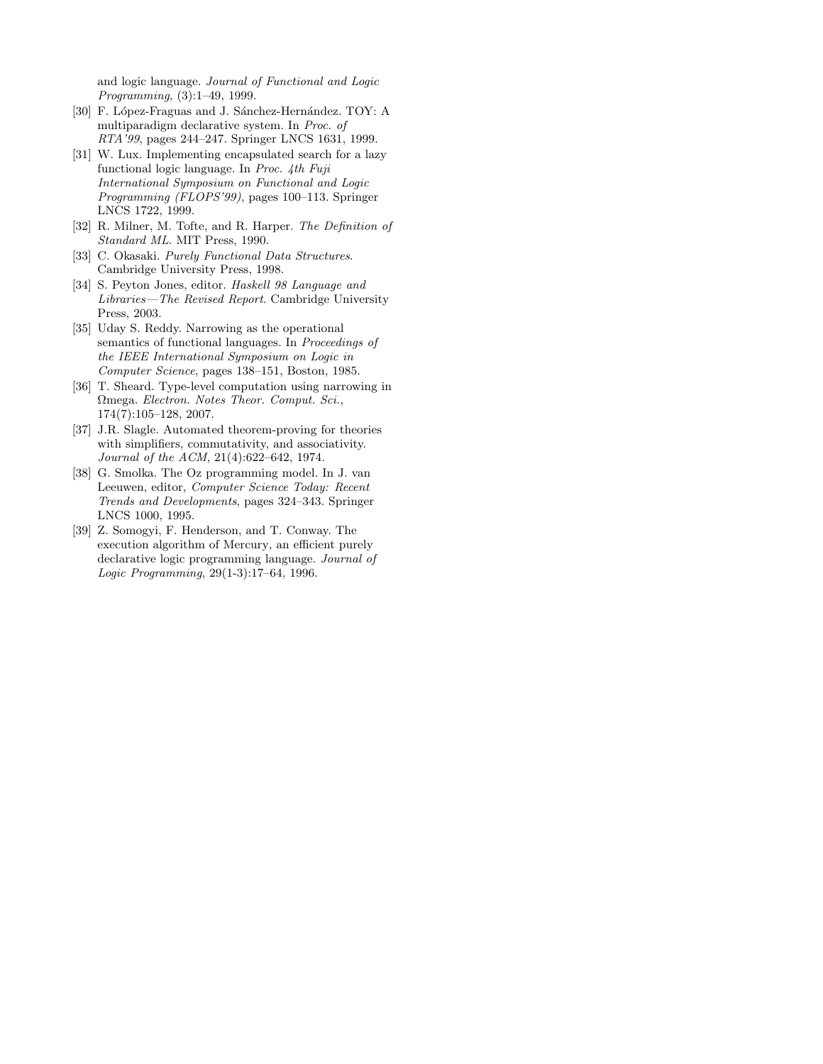and logic language. *Journal of Functional and Logic Programming*, (3):1–49, 1999.

[30] F. López-Fraguas and J. Sánchez-Hernández. TOY: A multiparadigm declarative system. In *Proc. of RTA'99*, pages 244–247. Springer LNCS 1631, 1999.

[31] W. Lux. Implementing encapsulated search for a lazy functional logic language. In *Proc. 4th Fuji International Symposium on Functional and Logic Programming (FLOPS'99)*, pages 100–113. Springer LNCS 1722, 1999.

[32] R. Milner, M. Tofte, and R. Harper. *The Definition of Standard ML*. MIT Press, 1990.

[33] C. Okasaki. *Purely Functional Data Structures*. Cambridge University Press, 1998.

[34] S. Peyton Jones, editor. *Haskell 98 Language and Libraries—The Revised Report*. Cambridge University Press, 2003.

[35] Uday S. Reddy. Narrowing as the operational semantics of functional languages. In *Proceedings of the IEEE International Symposium on Logic in Computer Science*, pages 138–151, Boston, 1985.

[36] T. Sheard. Type-level computation using narrowing in Ωmega. *Electron. Notes Theor. Comput. Sci.*, 174(7):105–128, 2007.

[37] J.R. Slagle. Automated theorem-proving for theories with simplifiers, commutativity, and associativity. *Journal of the ACM*, 21(4):622–642, 1974.

[38] G. Smolka. The Oz programming model. In J. van Leeuwen, editor, *Computer Science Today: Recent Trends and Developments*, pages 324–343. Springer LNCS 1000, 1995.

[39] Z. Somogyi, F. Henderson, and T. Conway. The execution algorithm of Mercury, an efficient purely declarative logic programming language. *Journal of Logic Programming*, 29(1-3):17–64, 1996.